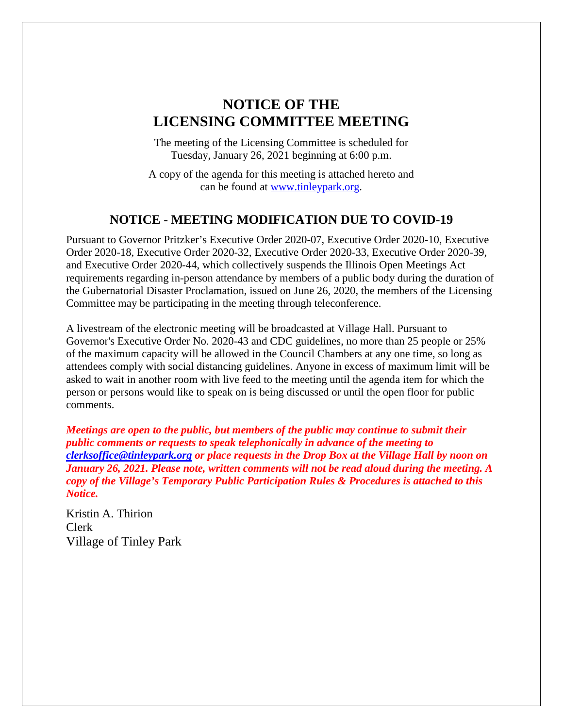# NOTICE OF THE LICENSING COMMITTEE MEETING

The meeting of the Licensing Committee is scheduled for Tuesday, January 26, 2021 beginning at 6:00 p.m.

A copy of the agenda for this meeting is attached hereto and can be found at www.tinleypark.org.

## NOTICE - MEETING MODIFICATION DUE TO COVID-19

Pursuant to Governor Pritzker's Executive Order 2020-07, Executive Order 2020-10, Executive Order 2020-18, Executive Order 2020-32, Executive Order 2020-33, Executive Order 2020-39, and Executive Order 2020-44, which collectively suspends the Illinois Open Meetings Act requirements regarding in-person attendance by members of a public body during the duration of the Gubernatorial Disaster Proclamation, issued on June 26, 2020, the members of the Licensing Committee may be participating in the meeting through teleconference.

A livestream of the electronic meeting will be broadcasted at Village Hall. Pursuant to Governor's Executive Order No. 2020-43 and CDC guidelines, no more than 25 people or 25% of the maximum capacity will be allowed in the Council Chambers at any one time, so long as attendees comply with social distancing guidelines. Anyone in excess of maximum limit will be asked to wait in another room with live feed to the meeting until the agenda item for which the person or persons would like to speak on is being discussed or until the open floor for public comments.

***Meetings are open to the public, but members of the public may continue to submit their public comments or requests to speak telephonically in advance of the meeting to clerksoffice@tinleypark.org or place requests in the Drop Box at the Village Hall by noon on January 26, 2021. Please note, written comments will not be read aloud during the meeting. A copy of the Village's Temporary Public Participation Rules & Procedures is attached to this Notice.***

Kristin A. Thirion
Clerk
Village of Tinley Park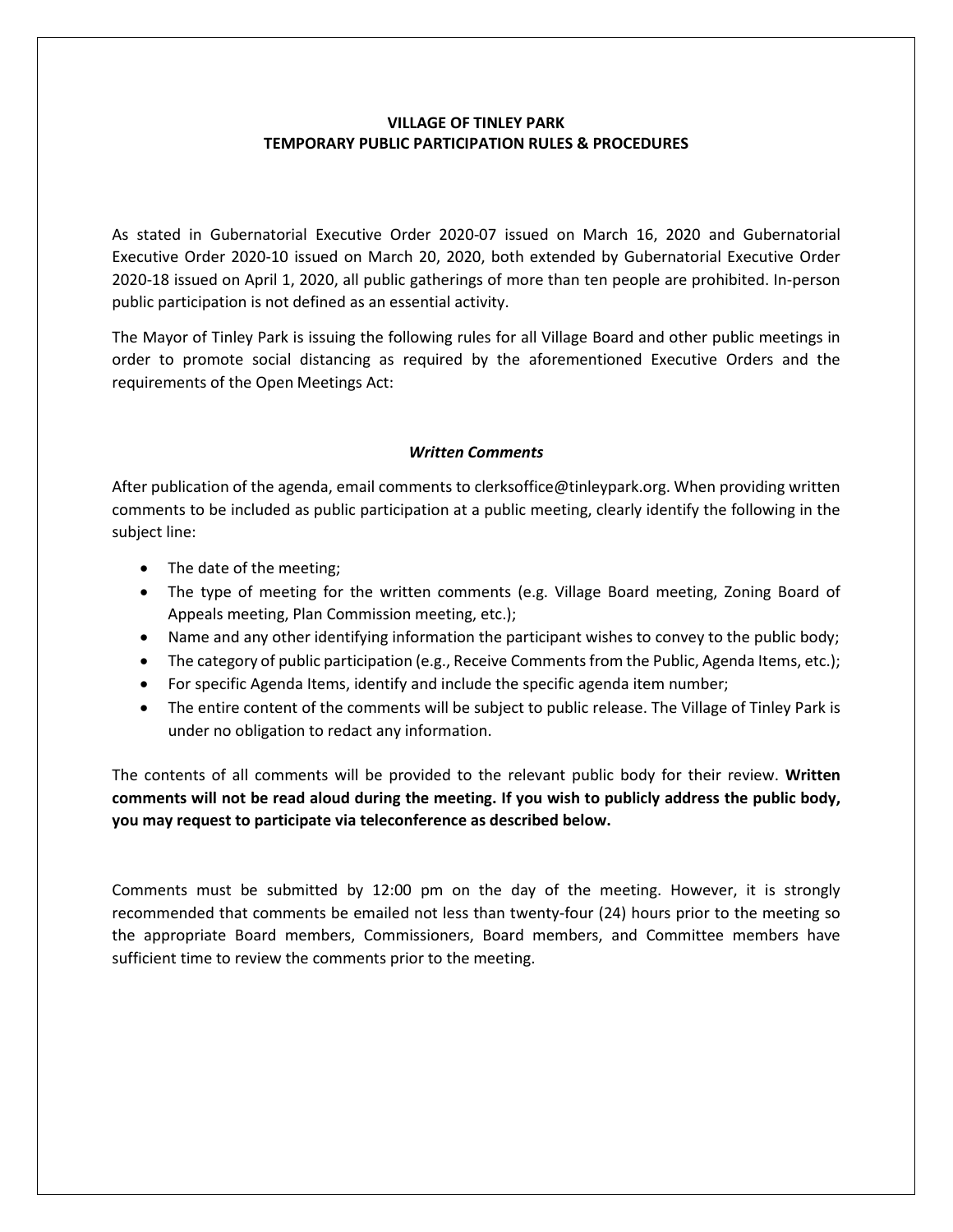**VILLAGE OF TINLEY PARK**
**TEMPORARY PUBLIC PARTICIPATION RULES & PROCEDURES**

As stated in Gubernatorial Executive Order 2020-07 issued on March 16, 2020 and Gubernatorial Executive Order 2020-10 issued on March 20, 2020, both extended by Gubernatorial Executive Order 2020-18 issued on April 1, 2020, all public gatherings of more than ten people are prohibited. In-person public participation is not defined as an essential activity.

The Mayor of Tinley Park is issuing the following rules for all Village Board and other public meetings in order to promote social distancing as required by the aforementioned Executive Orders and the requirements of the Open Meetings Act:

***Written Comments***

After publication of the agenda, email comments to clerksoffice@tinleypark.org. When providing written comments to be included as public participation at a public meeting, clearly identify the following in the subject line:

- The date of the meeting;
- The type of meeting for the written comments (e.g. Village Board meeting, Zoning Board of Appeals meeting, Plan Commission meeting, etc.);
- Name and any other identifying information the participant wishes to convey to the public body;
- The category of public participation (e.g., Receive Comments from the Public, Agenda Items, etc.);
- For specific Agenda Items, identify and include the specific agenda item number;
- The entire content of the comments will be subject to public release. The Village of Tinley Park is under no obligation to redact any information.

The contents of all comments will be provided to the relevant public body for their review. **Written comments will not be read aloud during the meeting. If you wish to publicly address the public body, you may request to participate via teleconference as described below.**

Comments must be submitted by 12:00 pm on the day of the meeting. However, it is strongly recommended that comments be emailed not less than twenty-four (24) hours prior to the meeting so the appropriate Board members, Commissioners, Board members, and Committee members have sufficient time to review the comments prior to the meeting.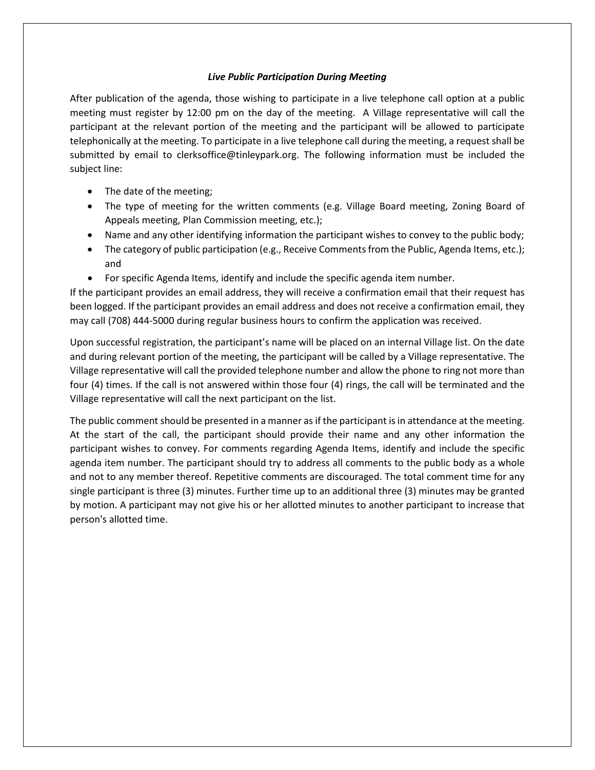### *Live Public Participation During Meeting*

After publication of the agenda, those wishing to participate in a live telephone call option at a public meeting must register by 12:00 pm on the day of the meeting. A Village representative will call the participant at the relevant portion of the meeting and the participant will be allowed to participate telephonically at the meeting. To participate in a live telephone call during the meeting, a request shall be submitted by email to clerksoffice@tinleypark.org. The following information must be included the subject line:

- The date of the meeting;
- The type of meeting for the written comments (e.g. Village Board meeting, Zoning Board of Appeals meeting, Plan Commission meeting, etc.);
- Name and any other identifying information the participant wishes to convey to the public body;
- The category of public participation (e.g., Receive Comments from the Public, Agenda Items, etc.); and
- For specific Agenda Items, identify and include the specific agenda item number.

If the participant provides an email address, they will receive a confirmation email that their request has been logged. If the participant provides an email address and does not receive a confirmation email, they may call (708) 444-5000 during regular business hours to confirm the application was received.

Upon successful registration, the participant's name will be placed on an internal Village list. On the date and during relevant portion of the meeting, the participant will be called by a Village representative. The Village representative will call the provided telephone number and allow the phone to ring not more than four (4) times. If the call is not answered within those four (4) rings, the call will be terminated and the Village representative will call the next participant on the list.

The public comment should be presented in a manner as if the participant is in attendance at the meeting. At the start of the call, the participant should provide their name and any other information the participant wishes to convey. For comments regarding Agenda Items, identify and include the specific agenda item number. The participant should try to address all comments to the public body as a whole and not to any member thereof. Repetitive comments are discouraged. The total comment time for any single participant is three (3) minutes. Further time up to an additional three (3) minutes may be granted by motion. A participant may not give his or her allotted minutes to another participant to increase that person's allotted time.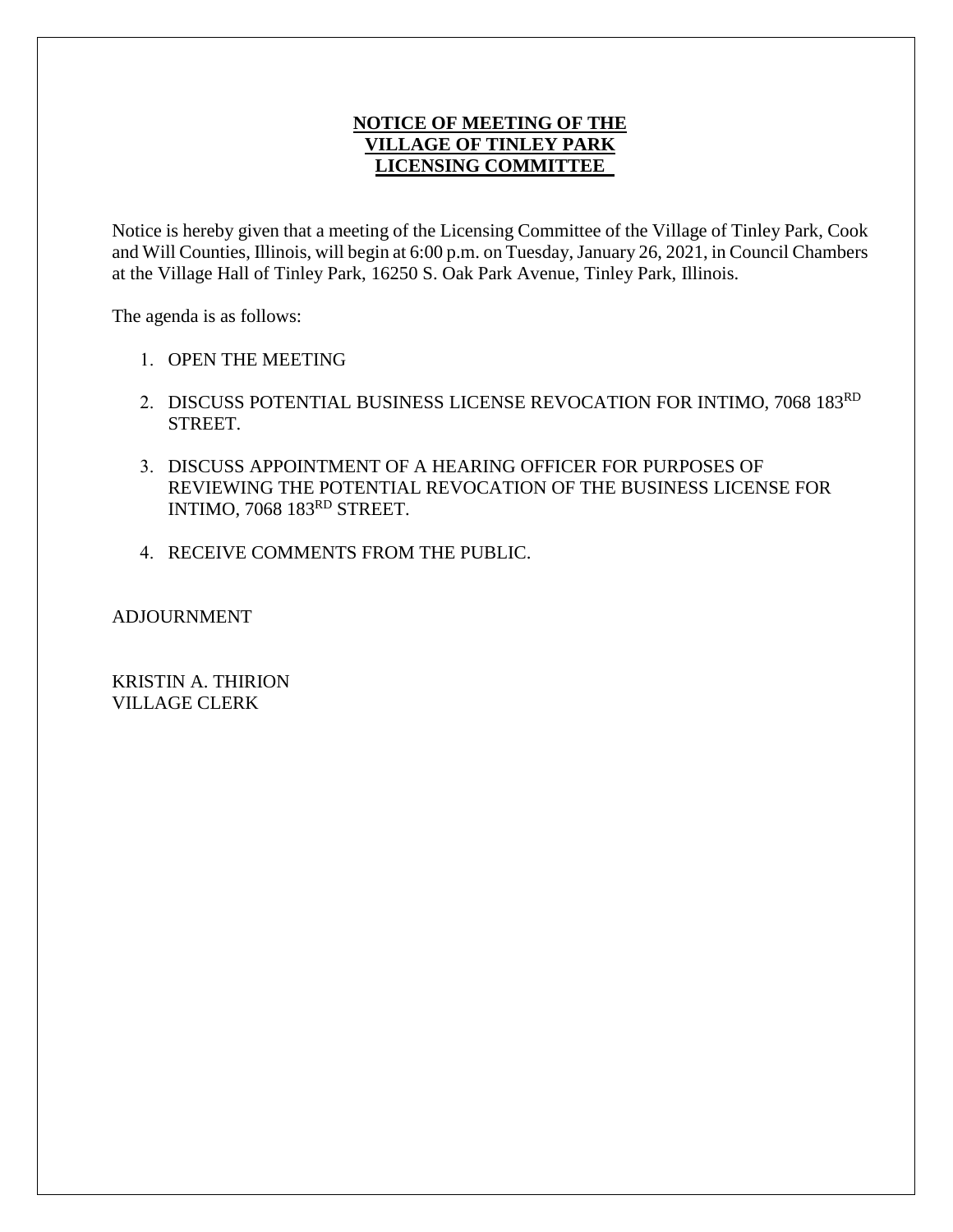**NOTICE OF MEETING OF THE VILLAGE OF TINLEY PARK LICENSING COMMITTEE**

Notice is hereby given that a meeting of the Licensing Committee of the Village of Tinley Park, Cook and Will Counties, Illinois, will begin at 6:00 p.m. on Tuesday, January 26, 2021, in Council Chambers at the Village Hall of Tinley Park, 16250 S. Oak Park Avenue, Tinley Park, Illinois.

The agenda is as follows:

1. OPEN THE MEETING
2. DISCUSS POTENTIAL BUSINESS LICENSE REVOCATION FOR INTIMO, 7068 183RD STREET.
3. DISCUSS APPOINTMENT OF A HEARING OFFICER FOR PURPOSES OF REVIEWING THE POTENTIAL REVOCATION OF THE BUSINESS LICENSE FOR INTIMO, 7068 183RD STREET.
4. RECEIVE COMMENTS FROM THE PUBLIC.

ADJOURNMENT

KRISTIN A. THIRION
VILLAGE CLERK